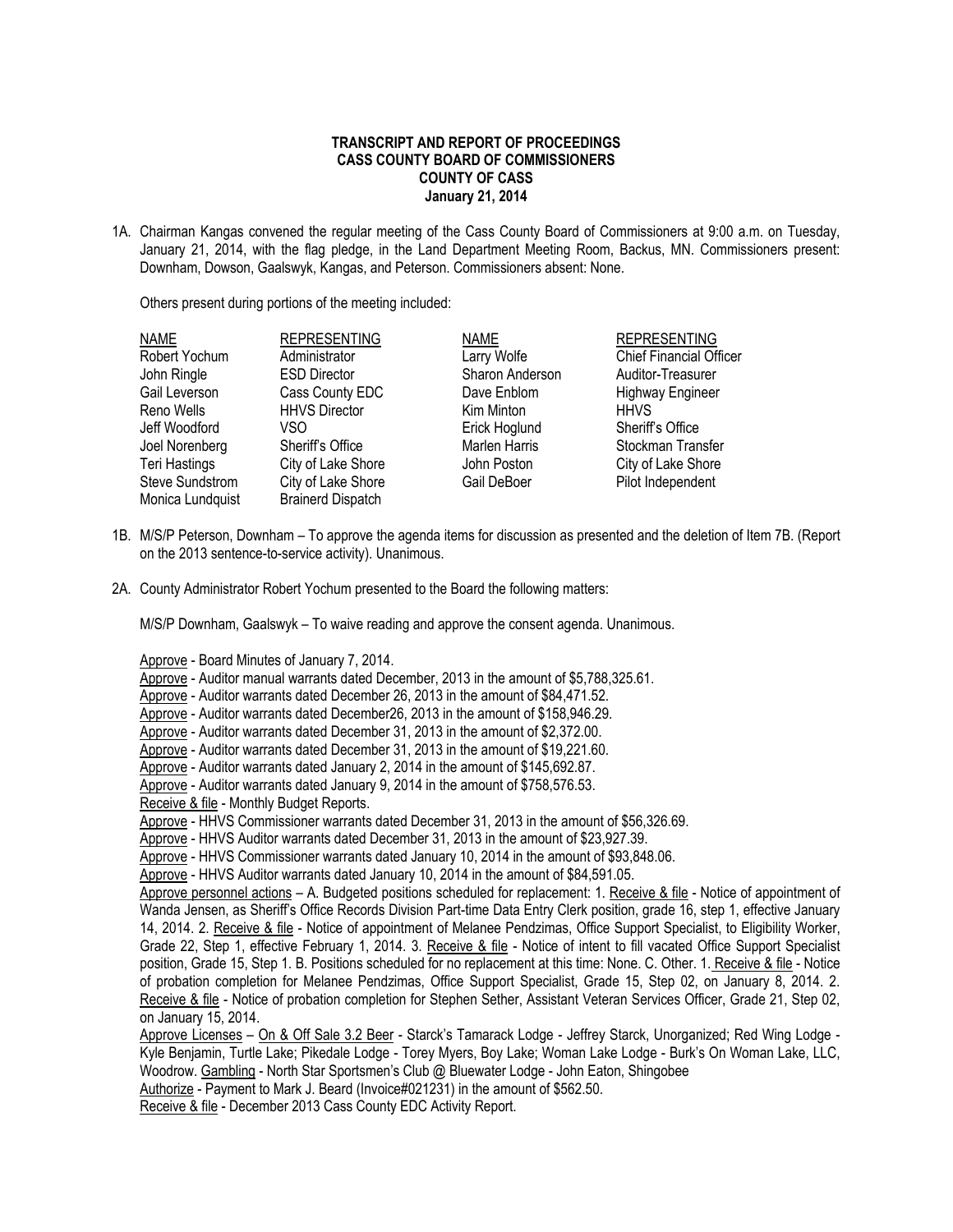**TRANSCRIPT AND REPORT OF PROCEEDINGS**
**CASS COUNTY BOARD OF COMMISSIONERS**
**COUNTY OF CASS**
**January 21, 2014**

1A. Chairman Kangas convened the regular meeting of the Cass County Board of Commissioners at 9:00 a.m. on Tuesday, January 21, 2014, with the flag pledge, in the Land Department Meeting Room, Backus, MN. Commissioners present: Downham, Dowson, Gaalswyk, Kangas, and Peterson. Commissioners absent: None.

Others present during portions of the meeting included:

| NAME | REPRESENTING | NAME | REPRESENTING |
|---|---|---|---|
| Robert Yochum | Administrator | Larry Wolfe | Chief Financial Officer |
| John Ringle | ESD Director | Sharon Anderson | Auditor-Treasurer |
| Gail Leverson | Cass County EDC | Dave Enblom | Highway Engineer |
| Reno Wells | HHVS Director | Kim Minton | HHVS |
| Jeff Woodford | VSO | Erick Hoglund | Sheriff's Office |
| Joel Norenberg | Sheriff's Office | Marlen Harris | Stockman Transfer |
| Teri Hastings | City of Lake Shore | John Poston | City of Lake Shore |
| Steve Sundstrom | City of Lake Shore | Gail DeBoer | Pilot Independent |
| Monica Lundquist | Brainerd Dispatch | | |

1B. M/S/P Peterson, Downham – To approve the agenda items for discussion as presented and the deletion of Item 7B. (Report on the 2013 sentence-to-service activity). Unanimous.

2A. County Administrator Robert Yochum presented to the Board the following matters:

M/S/P Downham, Gaalswyk – To waive reading and approve the consent agenda. Unanimous.

Approve - Board Minutes of January 7, 2014.
Approve - Auditor manual warrants dated December, 2013 in the amount of $5,788,325.61.
Approve - Auditor warrants dated December 26, 2013 in the amount of $84,471.52.
Approve - Auditor warrants dated December26, 2013 in the amount of $158,946.29.
Approve - Auditor warrants dated December 31, 2013 in the amount of $2,372.00.
Approve - Auditor warrants dated December 31, 2013 in the amount of $19,221.60.
Approve - Auditor warrants dated January 2, 2014 in the amount of $145,692.87.
Approve - Auditor warrants dated January 9, 2014 in the amount of $758,576.53.
Receive & file - Monthly Budget Reports.
Approve - HHVS Commissioner warrants dated December 31, 2013 in the amount of $56,326.69.
Approve - HHVS Auditor warrants dated December 31, 2013 in the amount of $23,927.39.
Approve - HHVS Commissioner warrants dated January 10, 2014 in the amount of $93,848.06.
Approve - HHVS Auditor warrants dated January 10, 2014 in the amount of $84,591.05.
Approve personnel actions – A. Budgeted positions scheduled for replacement: 1. Receive & file - Notice of appointment of Wanda Jensen, as Sheriff's Office Records Division Part-time Data Entry Clerk position, grade 16, step 1, effective January 14, 2014. 2. Receive & file - Notice of appointment of Melanee Pendzimas, Office Support Specialist, to Eligibility Worker, Grade 22, Step 1, effective February 1, 2014. 3. Receive & file - Notice of intent to fill vacated Office Support Specialist position, Grade 15, Step 1. B. Positions scheduled for no replacement at this time: None. C. Other. 1. Receive & file - Notice of probation completion for Melanee Pendzimas, Office Support Specialist, Grade 15, Step 02, on January 8, 2014. 2. Receive & file - Notice of probation completion for Stephen Sether, Assistant Veteran Services Officer, Grade 21, Step 02, on January 15, 2014.
Approve Licenses – On & Off Sale 3.2 Beer - Starck's Tamarack Lodge - Jeffrey Starck, Unorganized; Red Wing Lodge - Kyle Benjamin, Turtle Lake; Pikedale Lodge - Torey Myers, Boy Lake; Woman Lake Lodge - Burk's On Woman Lake, LLC, Woodrow. Gambling - North Star Sportsmen's Club @ Bluewater Lodge - John Eaton, Shingobee
Authorize - Payment to Mark J. Beard (Invoice#021231) in the amount of $562.50.
Receive & file - December 2013 Cass County EDC Activity Report.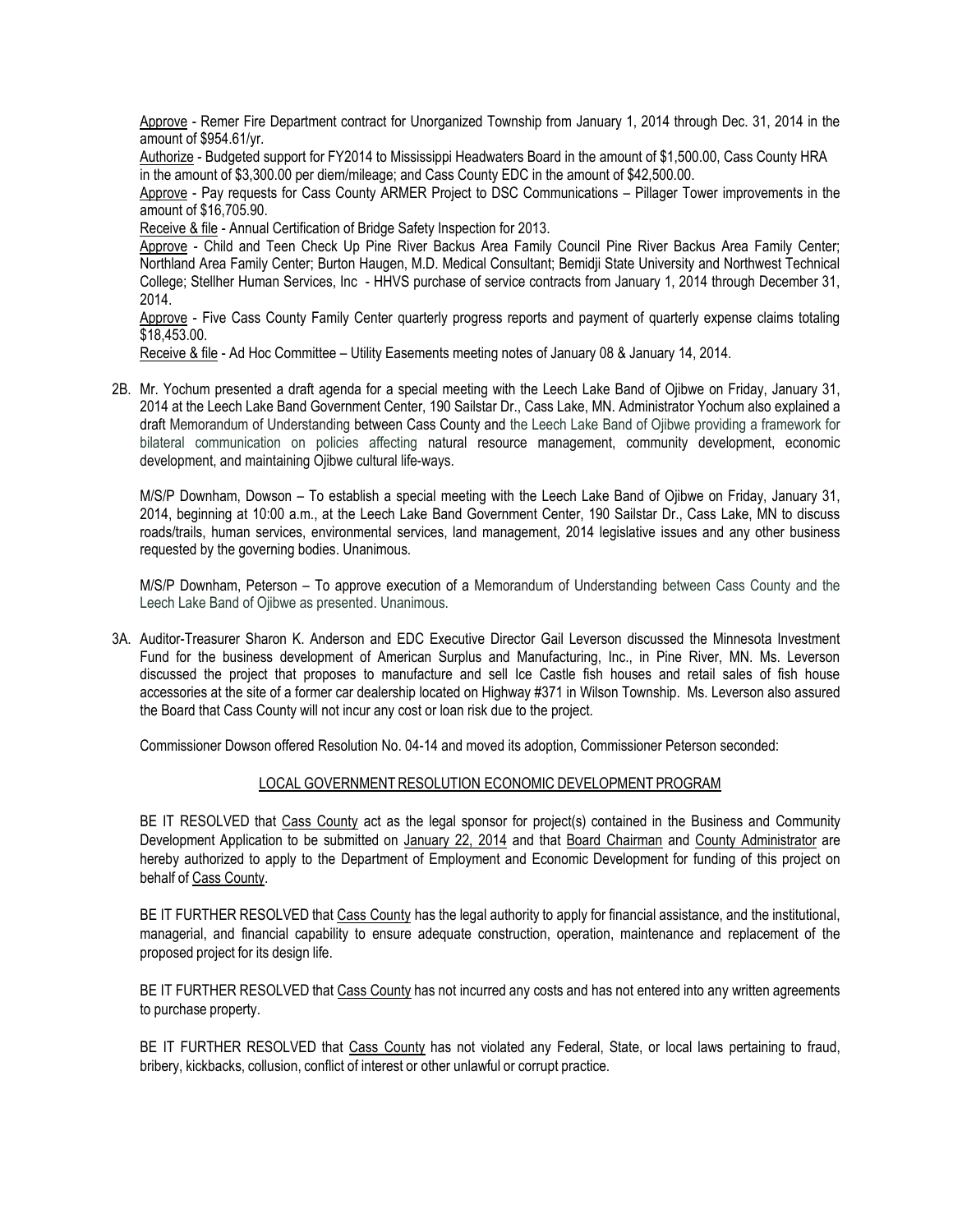Approve - Remer Fire Department contract for Unorganized Township from January 1, 2014 through Dec. 31, 2014 in the amount of $954.61/yr.

Authorize - Budgeted support for FY2014 to Mississippi Headwaters Board in the amount of $1,500.00, Cass County HRA in the amount of $3,300.00 per diem/mileage; and Cass County EDC in the amount of $42,500.00.

Approve - Pay requests for Cass County ARMER Project to DSC Communications – Pillager Tower improvements in the amount of $16,705.90.

Receive & file - Annual Certification of Bridge Safety Inspection for 2013.

Approve - Child and Teen Check Up Pine River Backus Area Family Council Pine River Backus Area Family Center; Northland Area Family Center; Burton Haugen, M.D. Medical Consultant; Bemidji State University and Northwest Technical College; Stellher Human Services, Inc - HHVS purchase of service contracts from January 1, 2014 through December 31, 2014.

Approve - Five Cass County Family Center quarterly progress reports and payment of quarterly expense claims totaling $18,453.00.

Receive & file - Ad Hoc Committee – Utility Easements meeting notes of January 08 & January 14, 2014.

2B. Mr. Yochum presented a draft agenda for a special meeting with the Leech Lake Band of Ojibwe on Friday, January 31, 2014 at the Leech Lake Band Government Center, 190 Sailstar Dr., Cass Lake, MN. Administrator Yochum also explained a draft Memorandum of Understanding between Cass County and the Leech Lake Band of Ojibwe providing a framework for bilateral communication on policies affecting natural resource management, community development, economic development, and maintaining Ojibwe cultural life-ways.

M/S/P Downham, Dowson – To establish a special meeting with the Leech Lake Band of Ojibwe on Friday, January 31, 2014, beginning at 10:00 a.m., at the Leech Lake Band Government Center, 190 Sailstar Dr., Cass Lake, MN to discuss roads/trails, human services, environmental services, land management, 2014 legislative issues and any other business requested by the governing bodies. Unanimous.

M/S/P Downham, Peterson – To approve execution of a Memorandum of Understanding between Cass County and the Leech Lake Band of Ojibwe as presented. Unanimous.

3A. Auditor-Treasurer Sharon K. Anderson and EDC Executive Director Gail Leverson discussed the Minnesota Investment Fund for the business development of American Surplus and Manufacturing, Inc., in Pine River, MN. Ms. Leverson discussed the project that proposes to manufacture and sell Ice Castle fish houses and retail sales of fish house accessories at the site of a former car dealership located on Highway #371 in Wilson Township. Ms. Leverson also assured the Board that Cass County will not incur any cost or loan risk due to the project.

Commissioner Dowson offered Resolution No. 04-14 and moved its adoption, Commissioner Peterson seconded:

LOCAL GOVERNMENT RESOLUTION ECONOMIC DEVELOPMENT PROGRAM

BE IT RESOLVED that Cass County act as the legal sponsor for project(s) contained in the Business and Community Development Application to be submitted on January 22, 2014 and that Board Chairman and County Administrator are hereby authorized to apply to the Department of Employment and Economic Development for funding of this project on behalf of Cass County.

BE IT FURTHER RESOLVED that Cass County has the legal authority to apply for financial assistance, and the institutional, managerial, and financial capability to ensure adequate construction, operation, maintenance and replacement of the proposed project for its design life.

BE IT FURTHER RESOLVED that Cass County has not incurred any costs and has not entered into any written agreements to purchase property.

BE IT FURTHER RESOLVED that Cass County has not violated any Federal, State, or local laws pertaining to fraud, bribery, kickbacks, collusion, conflict of interest or other unlawful or corrupt practice.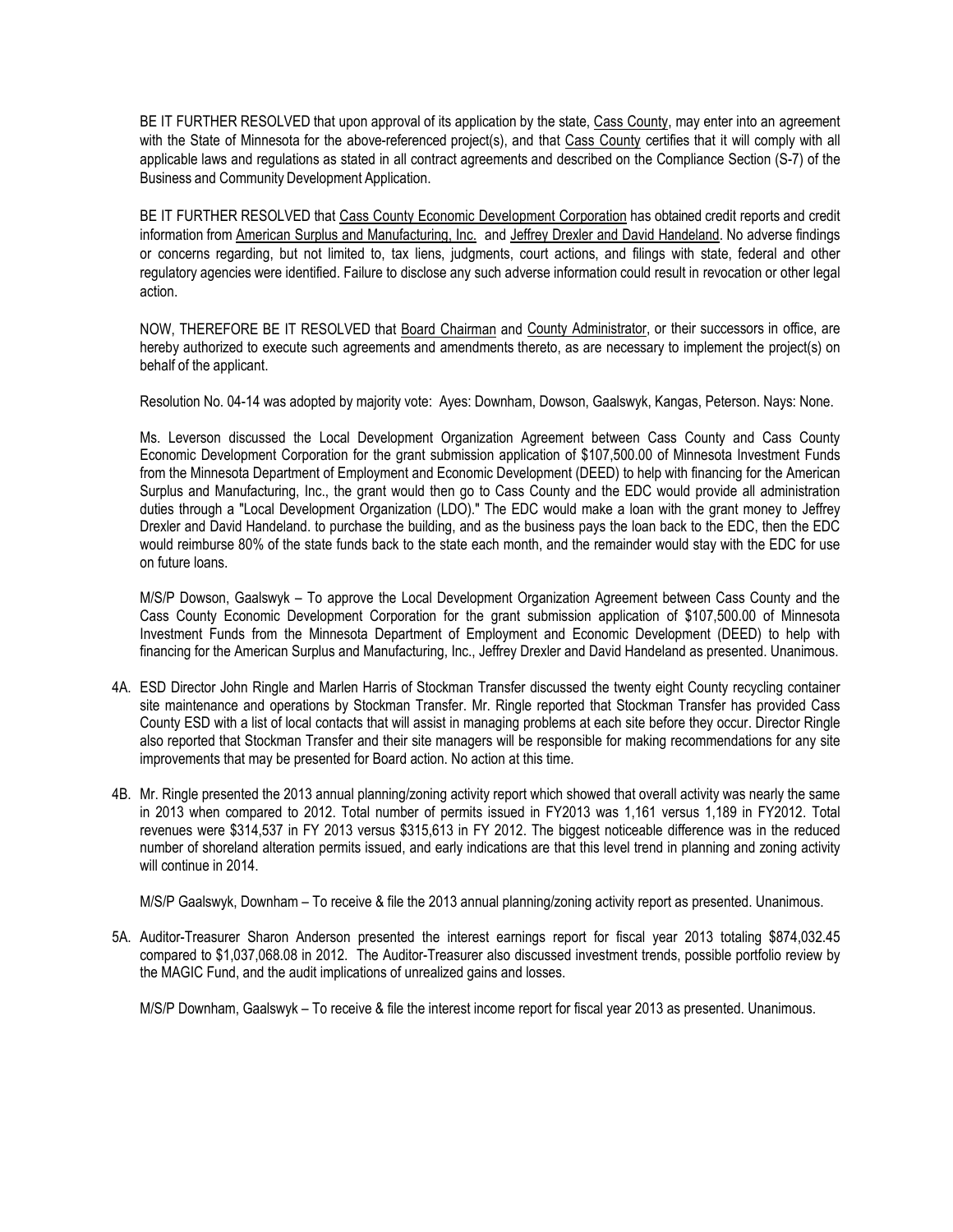BE IT FURTHER RESOLVED that upon approval of its application by the state, Cass County, may enter into an agreement with the State of Minnesota for the above-referenced project(s), and that Cass County certifies that it will comply with all applicable laws and regulations as stated in all contract agreements and described on the Compliance Section (S-7) of the Business and Community Development Application.

BE IT FURTHER RESOLVED that Cass County Economic Development Corporation has obtained credit reports and credit information from American Surplus and Manufacturing, Inc. and Jeffrey Drexler and David Handeland. No adverse findings or concerns regarding, but not limited to, tax liens, judgments, court actions, and filings with state, federal and other regulatory agencies were identified. Failure to disclose any such adverse information could result in revocation or other legal action.

NOW, THEREFORE BE IT RESOLVED that Board Chairman and County Administrator, or their successors in office, are hereby authorized to execute such agreements and amendments thereto, as are necessary to implement the project(s) on behalf of the applicant.

Resolution No. 04-14 was adopted by majority vote: Ayes: Downham, Dowson, Gaalswyk, Kangas, Peterson. Nays: None.

Ms. Leverson discussed the Local Development Organization Agreement between Cass County and Cass County Economic Development Corporation for the grant submission application of $107,500.00 of Minnesota Investment Funds from the Minnesota Department of Employment and Economic Development (DEED) to help with financing for the American Surplus and Manufacturing, Inc., the grant would then go to Cass County and the EDC would provide all administration duties through a "Local Development Organization (LDO)." The EDC would make a loan with the grant money to Jeffrey Drexler and David Handeland. to purchase the building, and as the business pays the loan back to the EDC, then the EDC would reimburse 80% of the state funds back to the state each month, and the remainder would stay with the EDC for use on future loans.

M/S/P Dowson, Gaalswyk – To approve the Local Development Organization Agreement between Cass County and the Cass County Economic Development Corporation for the grant submission application of $107,500.00 of Minnesota Investment Funds from the Minnesota Department of Employment and Economic Development (DEED) to help with financing for the American Surplus and Manufacturing, Inc., Jeffrey Drexler and David Handeland as presented. Unanimous.

4A. ESD Director John Ringle and Marlen Harris of Stockman Transfer discussed the twenty eight County recycling container site maintenance and operations by Stockman Transfer. Mr. Ringle reported that Stockman Transfer has provided Cass County ESD with a list of local contacts that will assist in managing problems at each site before they occur. Director Ringle also reported that Stockman Transfer and their site managers will be responsible for making recommendations for any site improvements that may be presented for Board action. No action at this time.

4B. Mr. Ringle presented the 2013 annual planning/zoning activity report which showed that overall activity was nearly the same in 2013 when compared to 2012. Total number of permits issued in FY2013 was 1,161 versus 1,189 in FY2012. Total revenues were $314,537 in FY 2013 versus $315,613 in FY 2012. The biggest noticeable difference was in the reduced number of shoreland alteration permits issued, and early indications are that this level trend in planning and zoning activity will continue in 2014.

M/S/P Gaalswyk, Downham – To receive & file the 2013 annual planning/zoning activity report as presented. Unanimous.

5A. Auditor-Treasurer Sharon Anderson presented the interest earnings report for fiscal year 2013 totaling $874,032.45 compared to $1,037,068.08 in 2012. The Auditor-Treasurer also discussed investment trends, possible portfolio review by the MAGIC Fund, and the audit implications of unrealized gains and losses.

M/S/P Downham, Gaalswyk – To receive & file the interest income report for fiscal year 2013 as presented. Unanimous.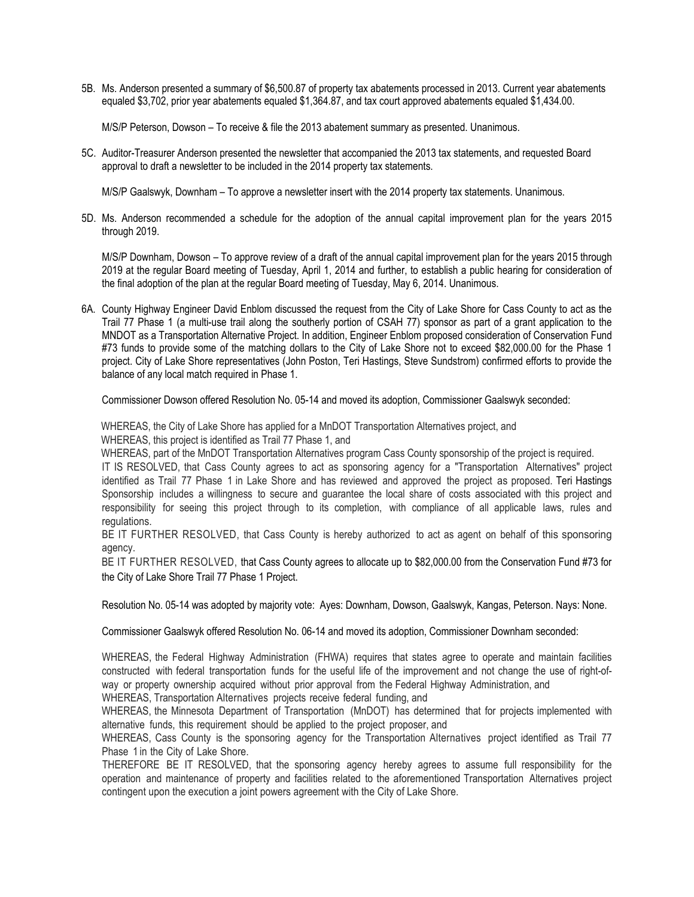5B. Ms. Anderson presented a summary of $6,500.87 of property tax abatements processed in 2013. Current year abatements equaled $3,702, prior year abatements equaled $1,364.87, and tax court approved abatements equaled $1,434.00.

M/S/P Peterson, Dowson – To receive & file the 2013 abatement summary as presented. Unanimous.

5C. Auditor-Treasurer Anderson presented the newsletter that accompanied the 2013 tax statements, and requested Board approval to draft a newsletter to be included in the 2014 property tax statements.

M/S/P Gaalswyk, Downham – To approve a newsletter insert with the 2014 property tax statements. Unanimous.

5D. Ms. Anderson recommended a schedule for the adoption of the annual capital improvement plan for the years 2015 through 2019.

M/S/P Downham, Dowson – To approve review of a draft of the annual capital improvement plan for the years 2015 through 2019 at the regular Board meeting of Tuesday, April 1, 2014 and further, to establish a public hearing for consideration of the final adoption of the plan at the regular Board meeting of Tuesday, May 6, 2014. Unanimous.

6A. County Highway Engineer David Enblom discussed the request from the City of Lake Shore for Cass County to act as the Trail 77 Phase 1 (a multi-use trail along the southerly portion of CSAH 77) sponsor as part of a grant application to the MNDOT as a Transportation Alternative Project. In addition, Engineer Enblom proposed consideration of Conservation Fund #73 funds to provide some of the matching dollars to the City of Lake Shore not to exceed $82,000.00 for the Phase 1 project. City of Lake Shore representatives (John Poston, Teri Hastings, Steve Sundstrom) confirmed efforts to provide the balance of any local match required in Phase 1.

Commissioner Dowson offered Resolution No. 05-14 and moved its adoption, Commissioner Gaalswyk seconded:

WHEREAS, the City of Lake Shore has applied for a MnDOT Transportation Alternatives project, and
WHEREAS, this project is identified as Trail 77 Phase 1, and
WHEREAS, part of the MnDOT Transportation Alternatives program Cass County sponsorship of the project is required.
IT IS RESOLVED, that Cass County agrees to act as sponsoring agency for a "Transportation Alternatives" project identified as Trail 77 Phase 1 in Lake Shore and has reviewed and approved the project as proposed. Teri Hastings Sponsorship includes a willingness to secure and guarantee the local share of costs associated with this project and responsibility for seeing this project through to its completion, with compliance of all applicable laws, rules and regulations.
BE IT FURTHER RESOLVED, that Cass County is hereby authorized to act as agent on behalf of this sponsoring agency.
BE IT FURTHER RESOLVED, that Cass County agrees to allocate up to $82,000.00 from the Conservation Fund #73 for the City of Lake Shore Trail 77 Phase 1 Project.

Resolution No. 05-14 was adopted by majority vote: Ayes: Downham, Dowson, Gaalswyk, Kangas, Peterson. Nays: None.

Commissioner Gaalswyk offered Resolution No. 06-14 and moved its adoption, Commissioner Downham seconded:

WHEREAS, the Federal Highway Administration (FHWA) requires that states agree to operate and maintain facilities constructed with federal transportation funds for the useful life of the improvement and not change the use of right-of-way or property ownership acquired without prior approval from the Federal Highway Administration, and
WHEREAS, Transportation Alternatives projects receive federal funding, and
WHEREAS, the Minnesota Department of Transportation (MnDOT) has determined that for projects implemented with alternative funds, this requirement should be applied to the project proposer, and
WHEREAS, Cass County is the sponsoring agency for the Transportation Alternatives project identified as Trail 77 Phase 1 in the City of Lake Shore.
THEREFORE BE IT RESOLVED, that the sponsoring agency hereby agrees to assume full responsibility for the operation and maintenance of property and facilities related to the aforementioned Transportation Alternatives project contingent upon the execution a joint powers agreement with the City of Lake Shore.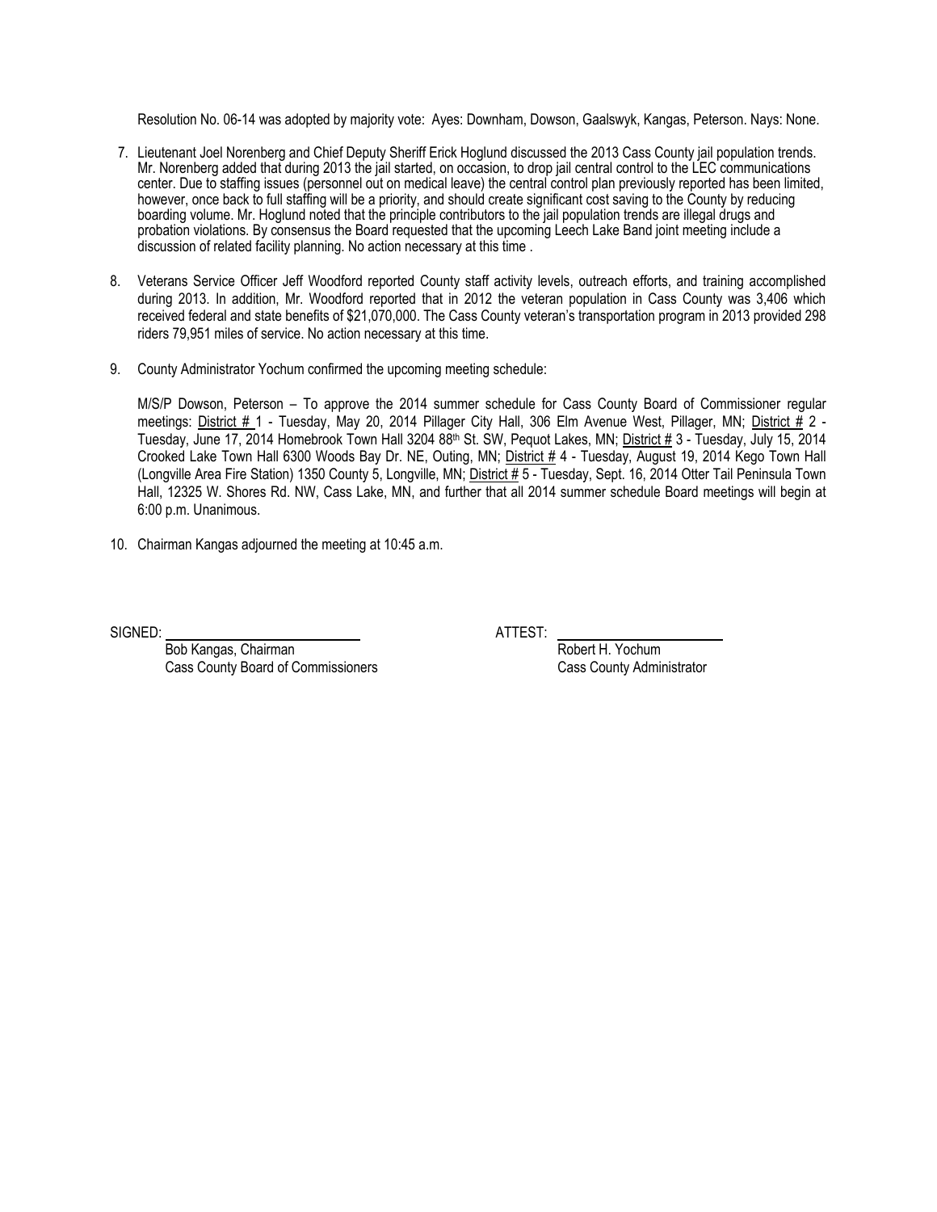Resolution No. 06-14 was adopted by majority vote: Ayes: Downham, Dowson, Gaalswyk, Kangas, Peterson. Nays: None.

7. Lieutenant Joel Norenberg and Chief Deputy Sheriff Erick Hoglund discussed the 2013 Cass County jail population trends. Mr. Norenberg added that during 2013 the jail started, on occasion, to drop jail central control to the LEC communications center. Due to staffing issues (personnel out on medical leave) the central control plan previously reported has been limited, however, once back to full staffing will be a priority, and should create significant cost saving to the County by reducing boarding volume. Mr. Hoglund noted that the principle contributors to the jail population trends are illegal drugs and probation violations. By consensus the Board requested that the upcoming Leech Lake Band joint meeting include a discussion of related facility planning. No action necessary at this time .

8. Veterans Service Officer Jeff Woodford reported County staff activity levels, outreach efforts, and training accomplished during 2013. In addition, Mr. Woodford reported that in 2012 the veteran population in Cass County was 3,406 which received federal and state benefits of $21,070,000. The Cass County veteran's transportation program in 2013 provided 298 riders 79,951 miles of service. No action necessary at this time.

9. County Administrator Yochum confirmed the upcoming meeting schedule:

   M/S/P Dowson, Peterson – To approve the 2014 summer schedule for Cass County Board of Commissioner regular meetings: District # 1 - Tuesday, May 20, 2014 Pillager City Hall, 306 Elm Avenue West, Pillager, MN; District # 2 - Tuesday, June 17, 2014 Homebrook Town Hall 3204 88th St. SW, Pequot Lakes, MN; District # 3 - Tuesday, July 15, 2014 Crooked Lake Town Hall 6300 Woods Bay Dr. NE, Outing, MN; District # 4 - Tuesday, August 19, 2014 Kego Town Hall (Longville Area Fire Station) 1350 County 5, Longville, MN; District # 5 - Tuesday, Sept. 16, 2014 Otter Tail Peninsula Town Hall, 12325 W. Shores Rd. NW, Cass Lake, MN, and further that all 2014 summer schedule Board meetings will begin at 6:00 p.m. Unanimous.

10. Chairman Kangas adjourned the meeting at 10:45 a.m.

SIGNED: \_\_\_\_\_\_\_\_\_\_\_\_\_\_\_\_\_\_\_\_\_\_\_\_\_\_\_\_
Bob Kangas, Chairman
Cass County Board of Commissioners

ATTEST: \_\_\_\_\_\_\_\_\_\_\_\_\_\_\_\_\_\_\_\_\_\_\_\_\_\_\_\_
Robert H. Yochum
Cass County Administrator